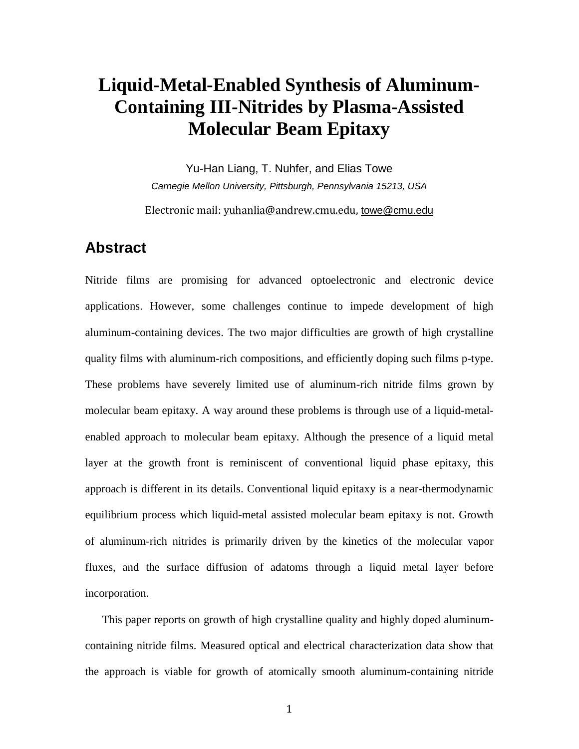# Liquid-Metal-Enabled Synthesis of Aluminum-Containing III-Nitrides by Plasma-Assisted Molecular Beam Epitaxy

Yu-Han Liang, T. Nuhfer, and Elias Towe

*Carnegie Mellon University, Pittsburgh, Pennsylvania 15213, USA*

Electronic mail: yuhanlia@andrew.cmu.edu, towe@cmu.edu

## Abstract

Nitride films are promising for advanced optoelectronic and electronic device applications. However, some challenges continue to impede development of high aluminum-containing devices. The two major difficulties are growth of high crystalline quality films with aluminum-rich compositions, and efficiently doping such films p-type. These problems have severely limited use of aluminum-rich nitride films grown by molecular beam epitaxy. A way around these problems is through use of a liquid-metal-enabled approach to molecular beam epitaxy. Although the presence of a liquid metal layer at the growth front is reminiscent of conventional liquid phase epitaxy, this approach is different in its details. Conventional liquid epitaxy is a near-thermodynamic equilibrium process which liquid-metal assisted molecular beam epitaxy is not. Growth of aluminum-rich nitrides is primarily driven by the kinetics of the molecular vapor fluxes, and the surface diffusion of adatoms through a liquid metal layer before incorporation.

This paper reports on growth of high crystalline quality and highly doped aluminum-containing nitride films. Measured optical and electrical characterization data show that the approach is viable for growth of atomically smooth aluminum-containing nitride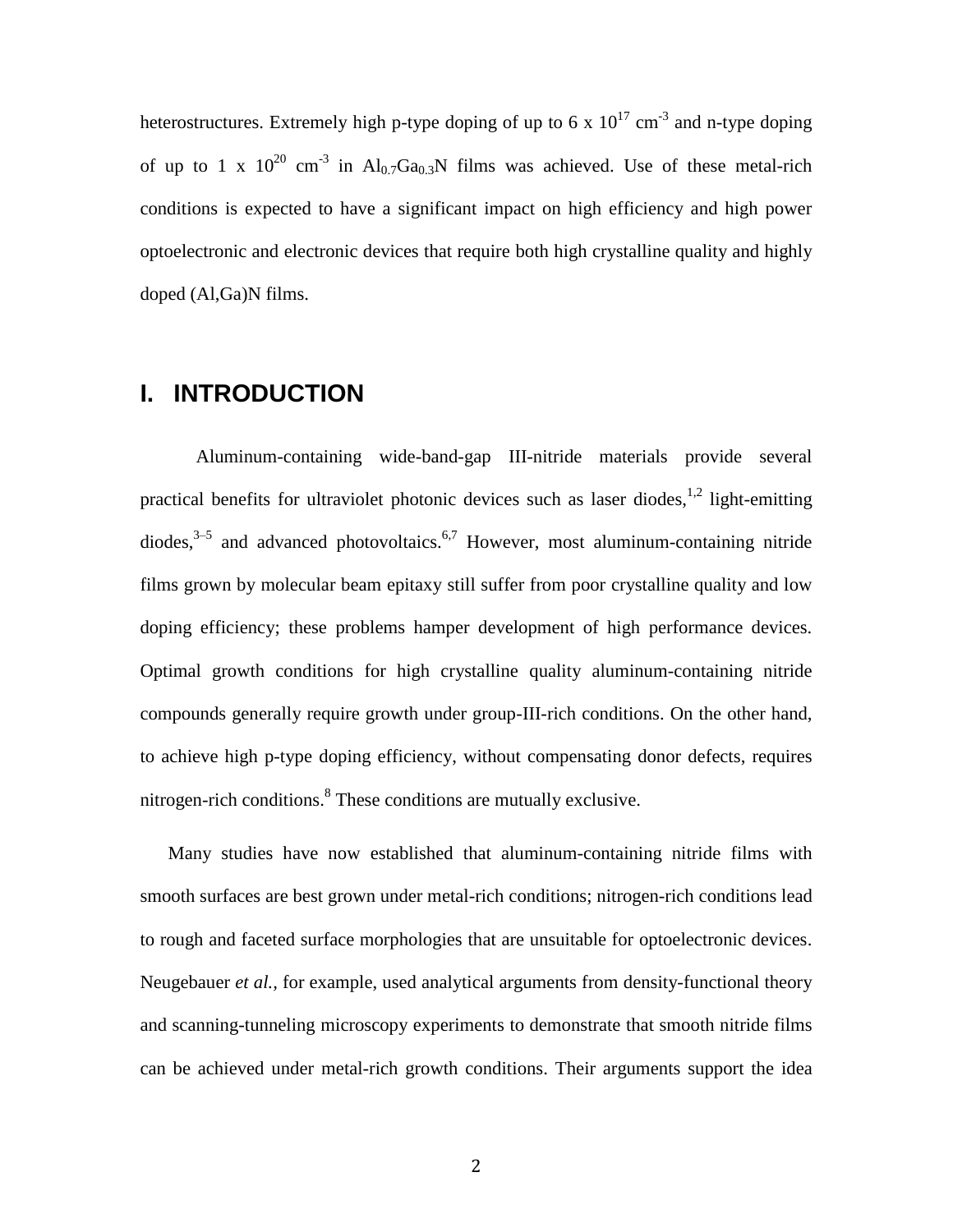heterostructures. Extremely high p-type doping of up to 6 x $10^{17}$ $cm^{-3}$ and n-type doping of up to 1 x $10^{20}$ $cm^{-3}$ in $Al_{0.7}Ga_{0.3}N$ films was achieved. Use of these metal-rich conditions is expected to have a significant impact on high efficiency and high power optoelectronic and electronic devices that require both high crystalline quality and highly doped (Al,Ga)N films.

## I. INTRODUCTION

Aluminum-containing wide-band-gap III-nitride materials provide several practical benefits for ultraviolet photonic devices such as laser diodes,[1,2] light-emitting diodes,[3–5] and advanced photovoltaics.[6,7] However, most aluminum-containing nitride films grown by molecular beam epitaxy still suffer from poor crystalline quality and low doping efficiency; these problems hamper development of high performance devices. Optimal growth conditions for high crystalline quality aluminum-containing nitride compounds generally require growth under group-III-rich conditions. On the other hand, to achieve high p-type doping efficiency, without compensating donor defects, requires nitrogen-rich conditions.[8] These conditions are mutually exclusive.

Many studies have now established that aluminum-containing nitride films with smooth surfaces are best grown under metal-rich conditions; nitrogen-rich conditions lead to rough and faceted surface morphologies that are unsuitable for optoelectronic devices. Neugebauer *et al.*, for example, used analytical arguments from density-functional theory and scanning-tunneling microscopy experiments to demonstrate that smooth nitride films can be achieved under metal-rich growth conditions. Their arguments support the idea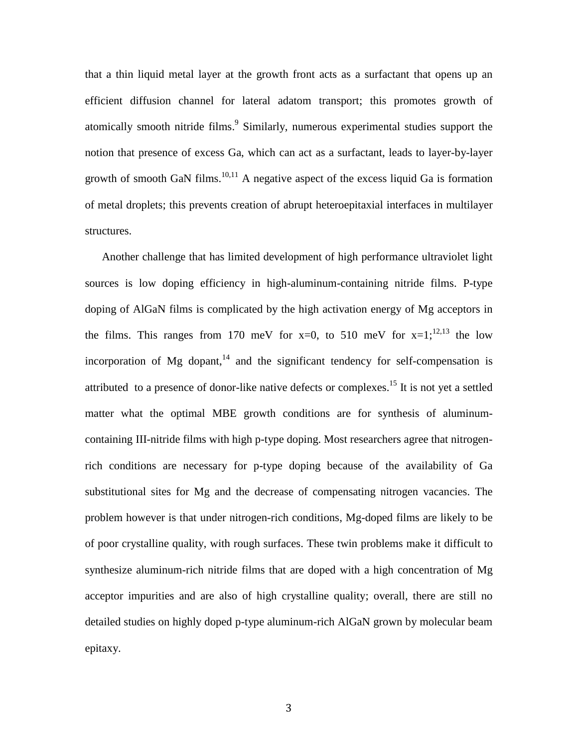that a thin liquid metal layer at the growth front acts as a surfactant that opens up an efficient diffusion channel for lateral adatom transport; this promotes growth of atomically smooth nitride films.[9] Similarly, numerous experimental studies support the notion that presence of excess Ga, which can act as a surfactant, leads to layer-by-layer growth of smooth GaN films.[10,11] A negative aspect of the excess liquid Ga is formation of metal droplets; this prevents creation of abrupt heteroepitaxial interfaces in multilayer structures.

Another challenge that has limited development of high performance ultraviolet light sources is low doping efficiency in high-aluminum-containing nitride films. P-type doping of AlGaN films is complicated by the high activation energy of Mg acceptors in the films. This ranges from 170 meV for $x=0$, to 510 meV for $x=1$;[12,13] the low incorporation of Mg dopant,[14] and the significant tendency for self-compensation is attributed to a presence of donor-like native defects or complexes.[15] It is not yet a settled matter what the optimal MBE growth conditions are for synthesis of aluminum-containing III-nitride films with high p-type doping. Most researchers agree that nitrogen-rich conditions are necessary for p-type doping because of the availability of Ga substitutional sites for Mg and the decrease of compensating nitrogen vacancies. The problem however is that under nitrogen-rich conditions, Mg-doped films are likely to be of poor crystalline quality, with rough surfaces. These twin problems make it difficult to synthesize aluminum-rich nitride films that are doped with a high concentration of Mg acceptor impurities and are also of high crystalline quality; overall, there are still no detailed studies on highly doped p-type aluminum-rich AlGaN grown by molecular beam epitaxy.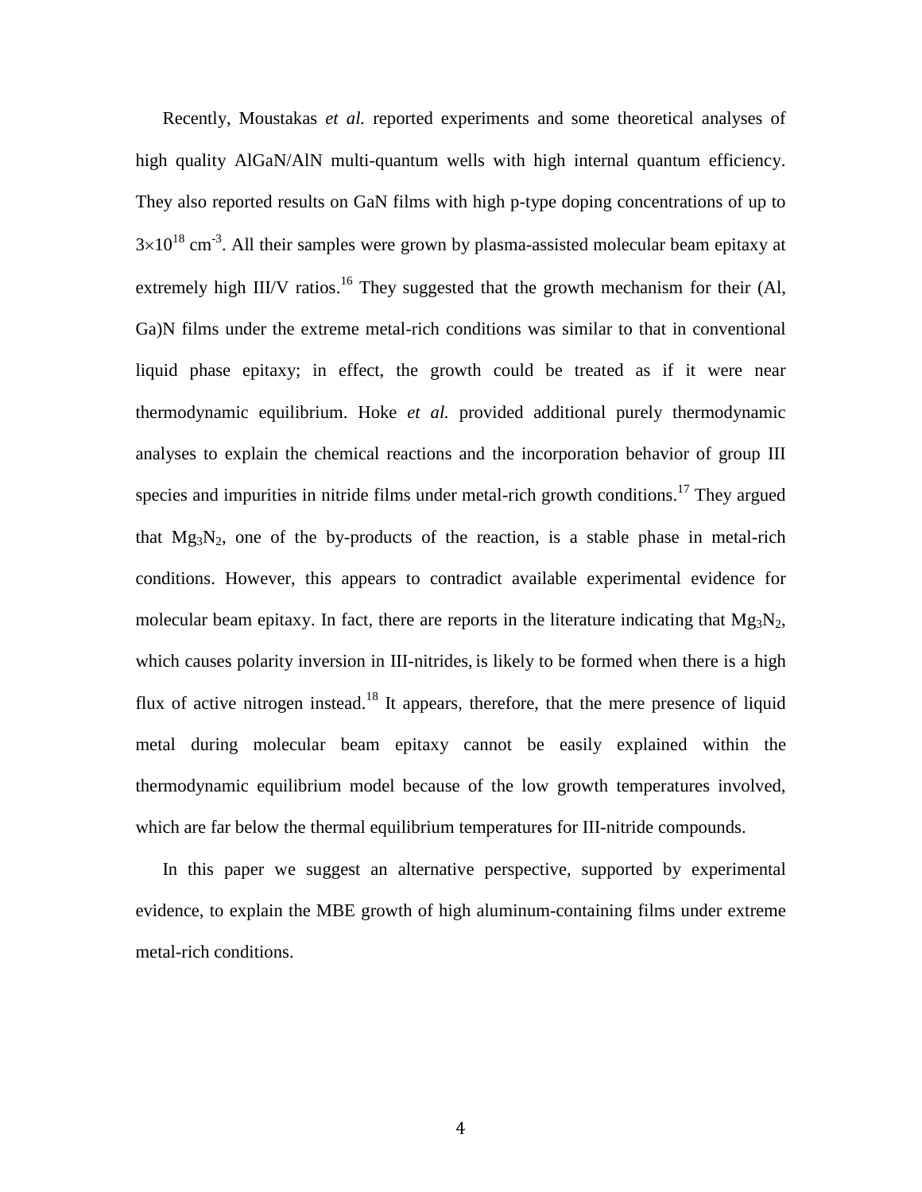Recently, Moustakas *et al.* reported experiments and some theoretical analyses of high quality AlGaN/AlN multi-quantum wells with high internal quantum efficiency. They also reported results on GaN films with high p-type doping concentrations of up to $3\times10^{18}$ cm$^{-3}$. All their samples were grown by plasma-assisted molecular beam epitaxy at extremely high III/V ratios.[16] They suggested that the growth mechanism for their (Al, Ga)N films under the extreme metal-rich conditions was similar to that in conventional liquid phase epitaxy; in effect, the growth could be treated as if it were near thermodynamic equilibrium. Hoke *et al.* provided additional purely thermodynamic analyses to explain the chemical reactions and the incorporation behavior of group III species and impurities in nitride films under metal-rich growth conditions.[17] They argued that $Mg_3N_2$, one of the by-products of the reaction, is a stable phase in metal-rich conditions. However, this appears to contradict available experimental evidence for molecular beam epitaxy. In fact, there are reports in the literature indicating that $Mg_3N_2$, which causes polarity inversion in III-nitrides, is likely to be formed when there is a high flux of active nitrogen instead.[18] It appears, therefore, that the mere presence of liquid metal during molecular beam epitaxy cannot be easily explained within the thermodynamic equilibrium model because of the low growth temperatures involved, which are far below the thermal equilibrium temperatures for III-nitride compounds.

In this paper we suggest an alternative perspective, supported by experimental evidence, to explain the MBE growth of high aluminum-containing films under extreme metal-rich conditions.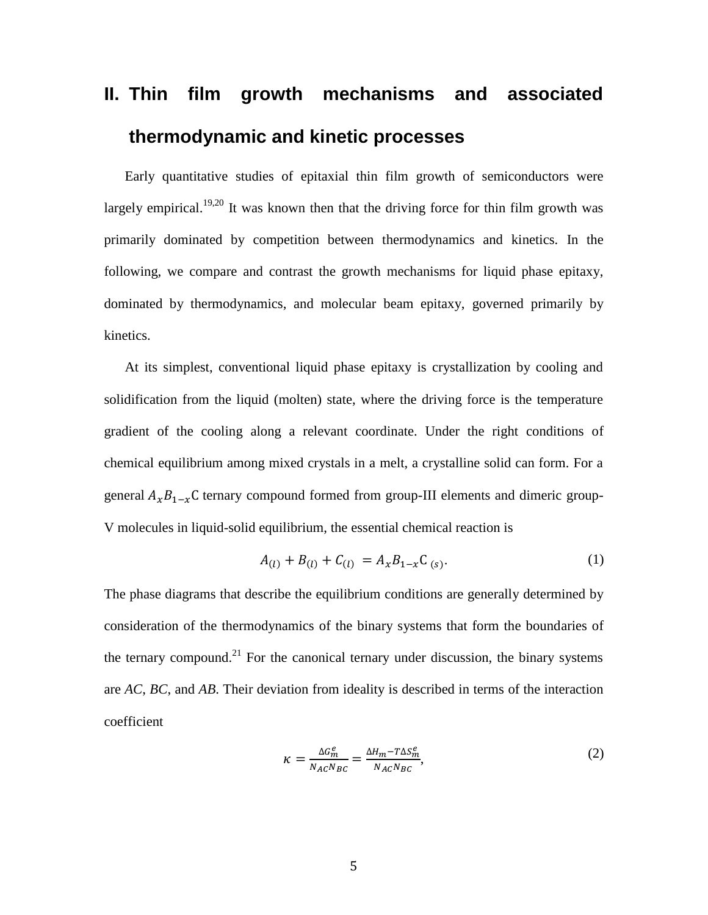## II. Thin film growth mechanisms and associated thermodynamic and kinetic processes

Early quantitative studies of epitaxial thin film growth of semiconductors were largely empirical.[19,20] It was known then that the driving force for thin film growth was primarily dominated by competition between thermodynamics and kinetics. In the following, we compare and contrast the growth mechanisms for liquid phase epitaxy, dominated by thermodynamics, and molecular beam epitaxy, governed primarily by kinetics.

At its simplest, conventional liquid phase epitaxy is crystallization by cooling and solidification from the liquid (molten) state, where the driving force is the temperature gradient of the cooling along a relevant coordinate. Under the right conditions of chemical equilibrium among mixed crystals in a melt, a crystalline solid can form. For a general $A_xB_{1-x}\text{C}$ ternary compound formed from group-III elements and dimeric group-V molecules in liquid-solid equilibrium, the essential chemical reaction is

$$A_{(l)} + B_{(l)} + C_{(l)} = A_xB_{1-x}\text{C}_{\,(s)}. \tag{1}$$

The phase diagrams that describe the equilibrium conditions are generally determined by consideration of the thermodynamics of the binary systems that form the boundaries of the ternary compound.[21] For the canonical ternary under discussion, the binary systems are *AC*, *BC*, and *AB*. Their deviation from ideality is described in terms of the interaction coefficient

$$\kappa = \frac{\Delta G_m^e}{N_{AC}N_{BC}} = \frac{\Delta H_m - T\Delta S_m^e}{N_{AC}N_{BC}}, \tag{2}$$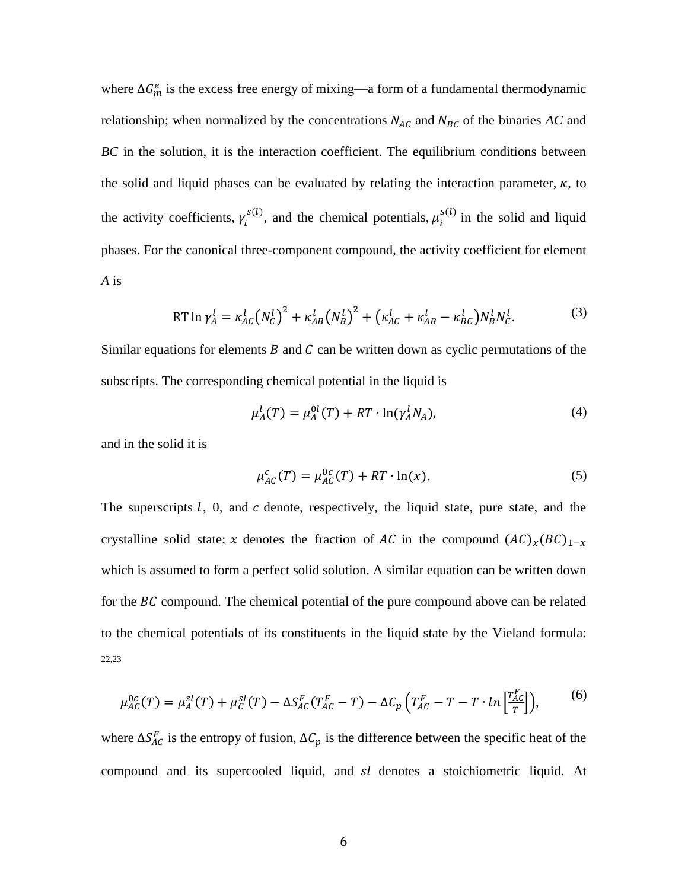where $\Delta G_m^e$ is the excess free energy of mixing—a form of a fundamental thermodynamic relationship; when normalized by the concentrations $N_{AC}$ and $N_{BC}$ of the binaries $AC$ and $BC$ in the solution, it is the interaction coefficient. The equilibrium conditions between the solid and liquid phases can be evaluated by relating the interaction parameter, $\kappa$, to the activity coefficients, $\gamma_i^{s(l)}$, and the chemical potentials, $\mu_i^{s(l)}$ in the solid and liquid phases. For the canonical three-component compound, the activity coefficient for element $A$ is

$$\mathrm{RT}\ln\gamma_A^l = \kappa_{AC}^l\left(N_C^l\right)^2 + \kappa_{AB}^l\left(N_B^l\right)^2 + \left(\kappa_{AC}^l + \kappa_{AB}^l - \kappa_{BC}^l\right)N_B^l N_C^l. \tag{3}$$

Similar equations for elements $B$ and $C$ can be written down as cyclic permutations of the subscripts. The corresponding chemical potential in the liquid is

$$\mu_A^l(T) = \mu_A^{0l}(T) + RT\cdot\ln(\gamma_A^l N_A), \tag{4}$$

and in the solid it is

$$\mu_{AC}^c(T) = \mu_{AC}^{0c}(T) + RT\cdot\ln(x). \tag{5}$$

The superscripts $l$, 0, and $c$ denote, respectively, the liquid state, pure state, and the crystalline solid state; $x$ denotes the fraction of $AC$ in the compound $(AC)_x(BC)_{1-x}$ which is assumed to form a perfect solid solution. A similar equation can be written down for the $BC$ compound. The chemical potential of the pure compound above can be related to the chemical potentials of its constituents in the liquid state by the Vieland formula: [22,23]

$$\mu_{AC}^{0c}(T) = \mu_A^{sl}(T) + \mu_C^{sl}(T) - \Delta S_{AC}^F(T_{AC}^F - T) - \Delta C_p\left(T_{AC}^F - T - T\cdot ln\left[\frac{T_{AC}^F}{T}\right]\right), \tag{6}$$

where $\Delta S_{AC}^F$ is the entropy of fusion, $\Delta C_p$ is the difference between the specific heat of the compound and its supercooled liquid, and $sl$ denotes a stoichiometric liquid. At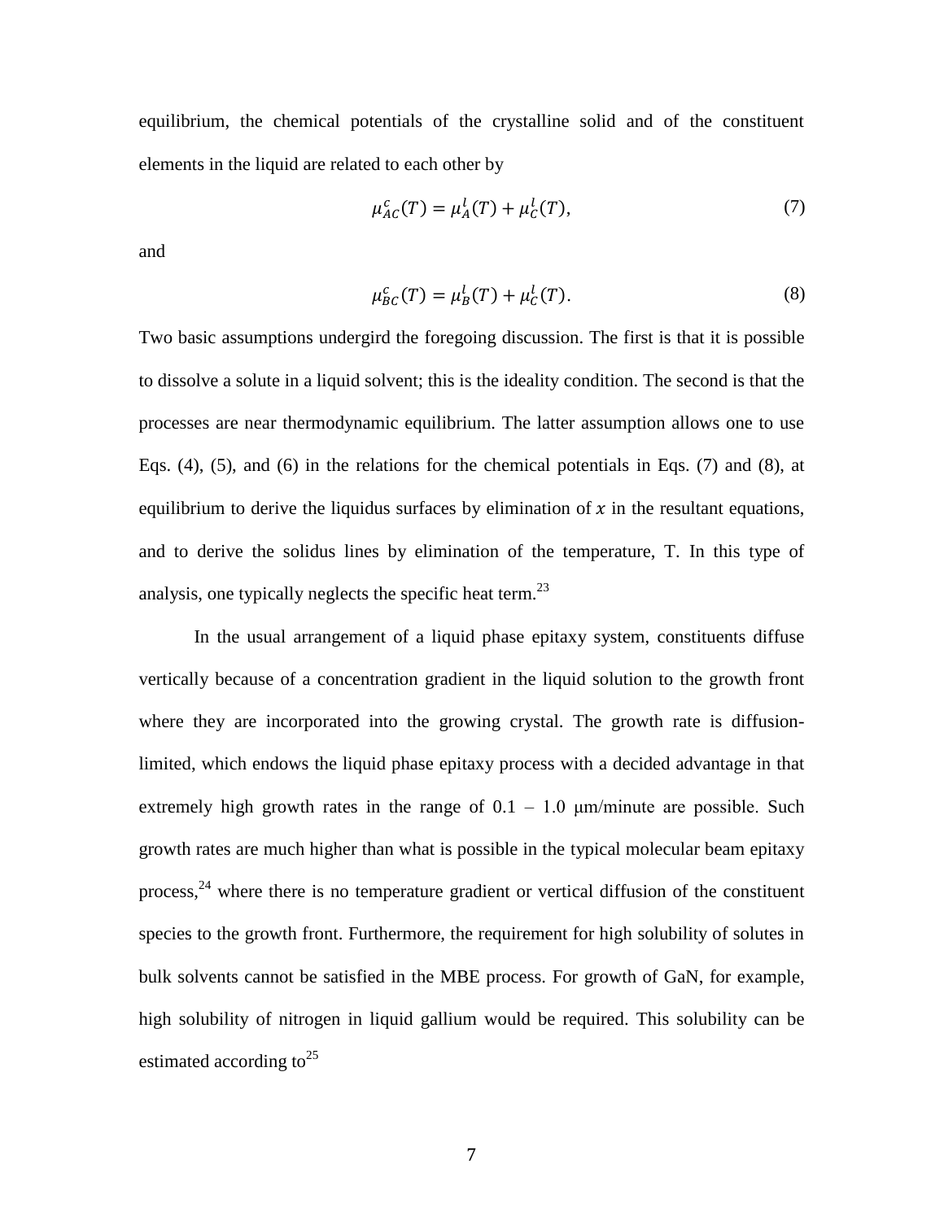equilibrium, the chemical potentials of the crystalline solid and of the constituent elements in the liquid are related to each other by

$$\mu_{AC}^{c}(T) = \mu_{A}^{l}(T) + \mu_{C}^{l}(T), \tag{7}$$

and

$$\mu_{BC}^{c}(T) = \mu_{B}^{l}(T) + \mu_{C}^{l}(T). \tag{8}$$

Two basic assumptions undergird the foregoing discussion. The first is that it is possible to dissolve a solute in a liquid solvent; this is the ideality condition. The second is that the processes are near thermodynamic equilibrium. The latter assumption allows one to use Eqs. (4), (5), and (6) in the relations for the chemical potentials in Eqs. (7) and (8), at equilibrium to derive the liquidus surfaces by elimination of $x$ in the resultant equations, and to derive the solidus lines by elimination of the temperature, T. In this type of analysis, one typically neglects the specific heat term.[23]

In the usual arrangement of a liquid phase epitaxy system, constituents diffuse vertically because of a concentration gradient in the liquid solution to the growth front where they are incorporated into the growing crystal. The growth rate is diffusion-limited, which endows the liquid phase epitaxy process with a decided advantage in that extremely high growth rates in the range of 0.1 – 1.0 μm/minute are possible. Such growth rates are much higher than what is possible in the typical molecular beam epitaxy process,[24] where there is no temperature gradient or vertical diffusion of the constituent species to the growth front. Furthermore, the requirement for high solubility of solutes in bulk solvents cannot be satisfied in the MBE process. For growth of GaN, for example, high solubility of nitrogen in liquid gallium would be required. This solubility can be estimated according to[25]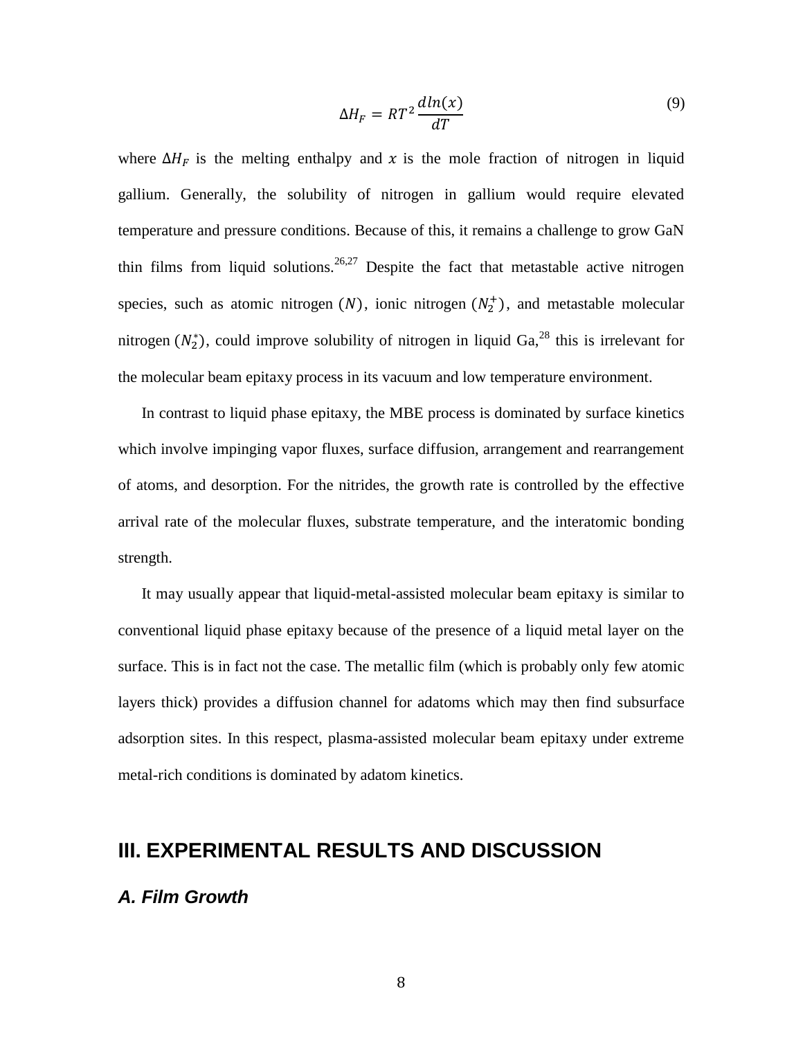$$\Delta H_F = RT^2 \frac{dln(x)}{dT} \tag{9}$$

where $\Delta H_F$ is the melting enthalpy and $x$ is the mole fraction of nitrogen in liquid gallium. Generally, the solubility of nitrogen in gallium would require elevated temperature and pressure conditions. Because of this, it remains a challenge to grow GaN thin films from liquid solutions.[26,27] Despite the fact that metastable active nitrogen species, such as atomic nitrogen $(N)$, ionic nitrogen $(N_2^+)$, and metastable molecular nitrogen $(N_2^*)$, could improve solubility of nitrogen in liquid Ga,[28] this is irrelevant for the molecular beam epitaxy process in its vacuum and low temperature environment.

In contrast to liquid phase epitaxy, the MBE process is dominated by surface kinetics which involve impinging vapor fluxes, surface diffusion, arrangement and rearrangement of atoms, and desorption. For the nitrides, the growth rate is controlled by the effective arrival rate of the molecular fluxes, substrate temperature, and the interatomic bonding strength.

It may usually appear that liquid-metal-assisted molecular beam epitaxy is similar to conventional liquid phase epitaxy because of the presence of a liquid metal layer on the surface. This is in fact not the case. The metallic film (which is probably only few atomic layers thick) provides a diffusion channel for adatoms which may then find subsurface adsorption sites. In this respect, plasma-assisted molecular beam epitaxy under extreme metal-rich conditions is dominated by adatom kinetics.

## III. EXPERIMENTAL RESULTS AND DISCUSSION

### *A. Film Growth*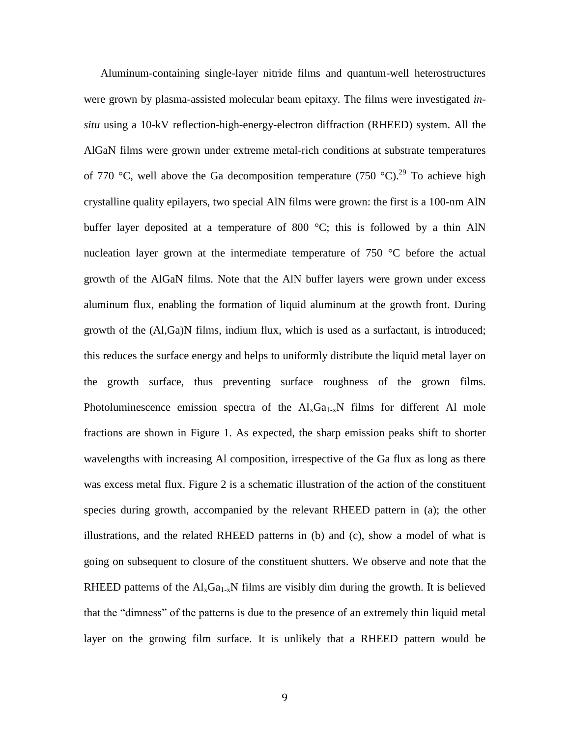Aluminum-containing single-layer nitride films and quantum-well heterostructures were grown by plasma-assisted molecular beam epitaxy. The films were investigated *in-situ* using a 10-kV reflection-high-energy-electron diffraction (RHEED) system. All the AlGaN films were grown under extreme metal-rich conditions at substrate temperatures of 770 °C, well above the Ga decomposition temperature (750 °C).[29] To achieve high crystalline quality epilayers, two special AlN films were grown: the first is a 100-nm AlN buffer layer deposited at a temperature of 800 °C; this is followed by a thin AlN nucleation layer grown at the intermediate temperature of 750 °C before the actual growth of the AlGaN films. Note that the AlN buffer layers were grown under excess aluminum flux, enabling the formation of liquid aluminum at the growth front. During growth of the (Al,Ga)N films, indium flux, which is used as a surfactant, is introduced; this reduces the surface energy and helps to uniformly distribute the liquid metal layer on the growth surface, thus preventing surface roughness of the grown films. Photoluminescence emission spectra of the $Al_xGa_{1-x}N$ films for different Al mole fractions are shown in Figure 1. As expected, the sharp emission peaks shift to shorter wavelengths with increasing Al composition, irrespective of the Ga flux as long as there was excess metal flux. Figure 2 is a schematic illustration of the action of the constituent species during growth, accompanied by the relevant RHEED pattern in (a); the other illustrations, and the related RHEED patterns in (b) and (c), show a model of what is going on subsequent to closure of the constituent shutters. We observe and note that the RHEED patterns of the $Al_xGa_{1-x}N$ films are visibly dim during the growth. It is believed that the "dimness" of the patterns is due to the presence of an extremely thin liquid metal layer on the growing film surface. It is unlikely that a RHEED pattern would be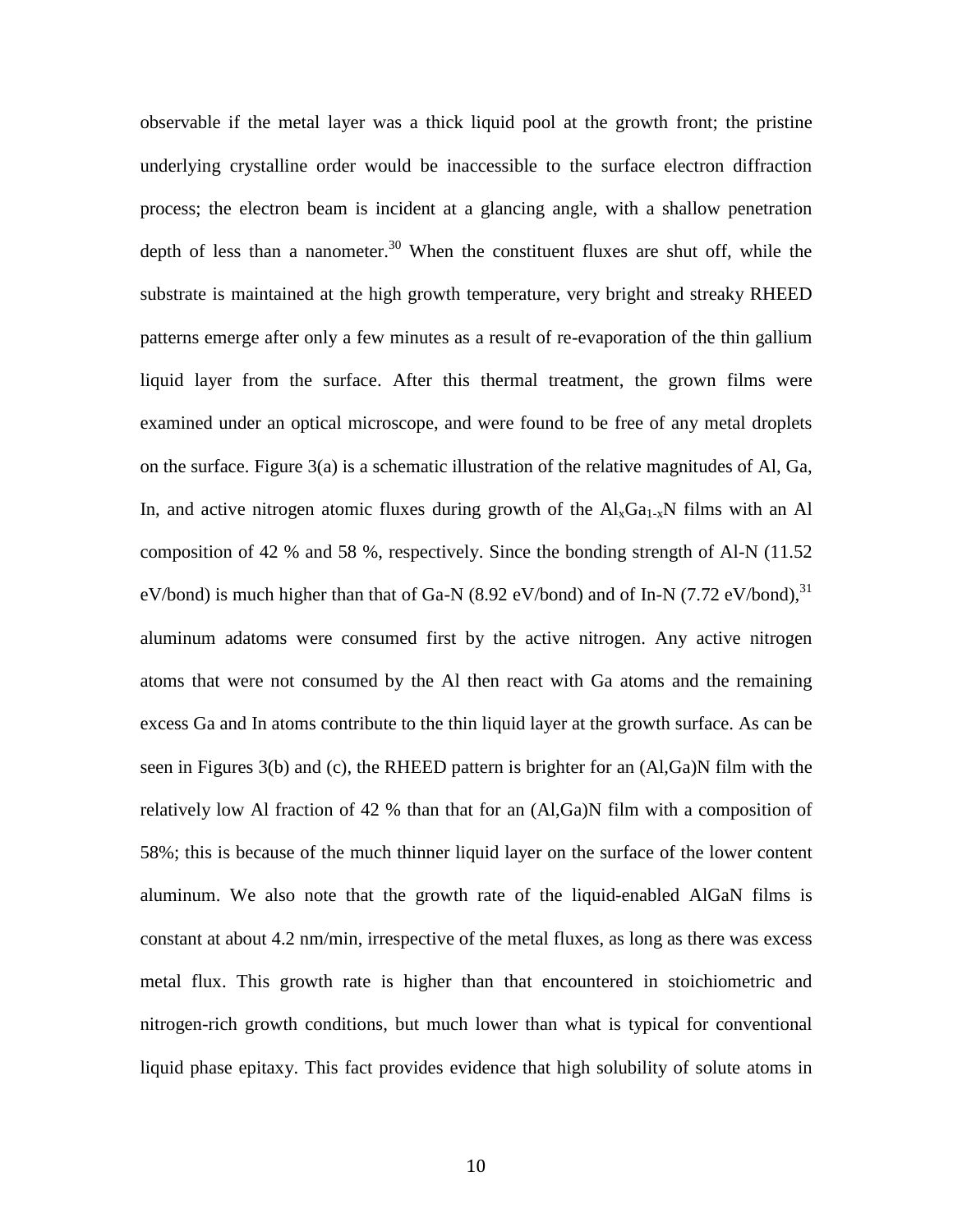observable if the metal layer was a thick liquid pool at the growth front; the pristine underlying crystalline order would be inaccessible to the surface electron diffraction process; the electron beam is incident at a glancing angle, with a shallow penetration depth of less than a nanometer.[30] When the constituent fluxes are shut off, while the substrate is maintained at the high growth temperature, very bright and streaky RHEED patterns emerge after only a few minutes as a result of re-evaporation of the thin gallium liquid layer from the surface. After this thermal treatment, the grown films were examined under an optical microscope, and were found to be free of any metal droplets on the surface. Figure 3(a) is a schematic illustration of the relative magnitudes of Al, Ga, In, and active nitrogen atomic fluxes during growth of the $Al_xGa_{1-x}N$ films with an Al composition of 42 % and 58 %, respectively. Since the bonding strength of Al-N (11.52 eV/bond) is much higher than that of Ga-N (8.92 eV/bond) and of In-N (7.72 eV/bond),[31] aluminum adatoms were consumed first by the active nitrogen. Any active nitrogen atoms that were not consumed by the Al then react with Ga atoms and the remaining excess Ga and In atoms contribute to the thin liquid layer at the growth surface. As can be seen in Figures 3(b) and (c), the RHEED pattern is brighter for an (Al,Ga)N film with the relatively low Al fraction of 42 % than that for an (Al,Ga)N film with a composition of 58%; this is because of the much thinner liquid layer on the surface of the lower content aluminum. We also note that the growth rate of the liquid-enabled AlGaN films is constant at about 4.2 nm/min, irrespective of the metal fluxes, as long as there was excess metal flux. This growth rate is higher than that encountered in stoichiometric and nitrogen-rich growth conditions, but much lower than what is typical for conventional liquid phase epitaxy. This fact provides evidence that high solubility of solute atoms in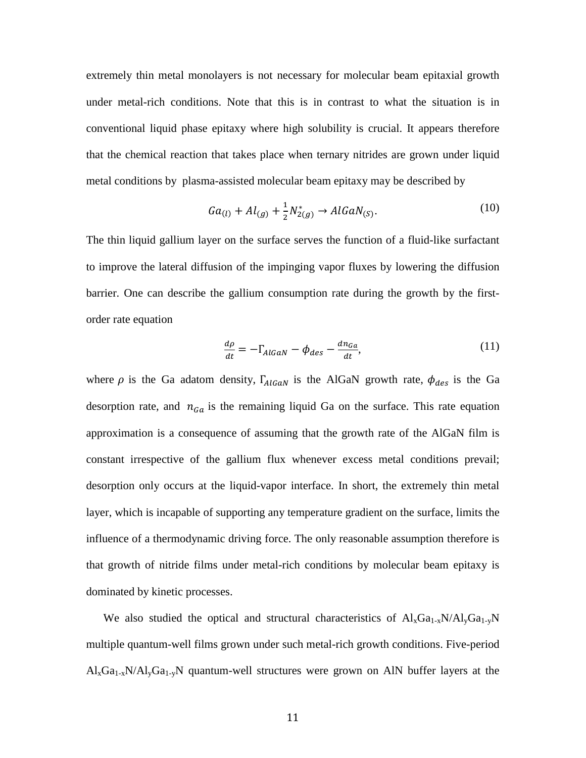extremely thin metal monolayers is not necessary for molecular beam epitaxial growth under metal-rich conditions. Note that this is in contrast to what the situation is in conventional liquid phase epitaxy where high solubility is crucial. It appears therefore that the chemical reaction that takes place when ternary nitrides are grown under liquid metal conditions by plasma-assisted molecular beam epitaxy may be described by

$$Ga_{(l)} + Al_{(g)} + \frac{1}{2}N^{*}_{2(g)} \rightarrow AlGaN_{(S)}. \tag{10}$$

The thin liquid gallium layer on the surface serves the function of a fluid-like surfactant to improve the lateral diffusion of the impinging vapor fluxes by lowering the diffusion barrier. One can describe the gallium consumption rate during the growth by the first-order rate equation

$$\frac{d\rho}{dt} = -\Gamma_{AlGaN} - \phi_{des} - \frac{dn_{Ga}}{dt}, \tag{11}$$

where $\rho$ is the Ga adatom density, $\Gamma_{AlGaN}$ is the AlGaN growth rate, $\phi_{des}$ is the Ga desorption rate, and $n_{Ga}$ is the remaining liquid Ga on the surface. This rate equation approximation is a consequence of assuming that the growth rate of the AlGaN film is constant irrespective of the gallium flux whenever excess metal conditions prevail; desorption only occurs at the liquid-vapor interface. In short, the extremely thin metal layer, which is incapable of supporting any temperature gradient on the surface, limits the influence of a thermodynamic driving force. The only reasonable assumption therefore is that growth of nitride films under metal-rich conditions by molecular beam epitaxy is dominated by kinetic processes.

We also studied the optical and structural characteristics of $Al_xGa_{1-x}N/Al_yGa_{1-y}N$ multiple quantum-well films grown under such metal-rich growth conditions. Five-period $Al_xGa_{1-x}N/Al_yGa_{1-y}N$ quantum-well structures were grown on AlN buffer layers at the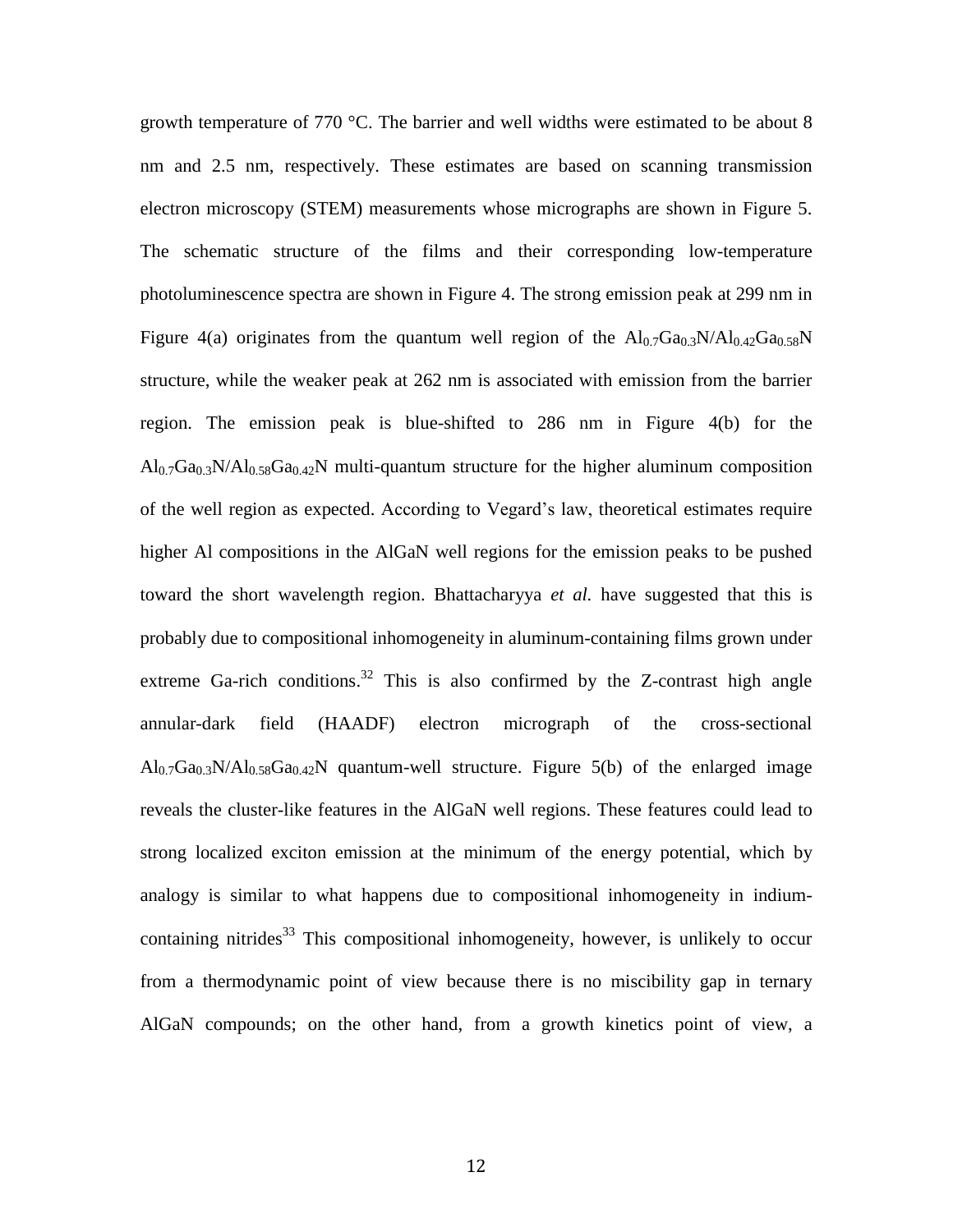growth temperature of 770 °C. The barrier and well widths were estimated to be about 8 nm and 2.5 nm, respectively. These estimates are based on scanning transmission electron microscopy (STEM) measurements whose micrographs are shown in Figure 5. The schematic structure of the films and their corresponding low-temperature photoluminescence spectra are shown in Figure 4. The strong emission peak at 299 nm in Figure 4(a) originates from the quantum well region of the $Al_{0.7}Ga_{0.3}N/Al_{0.42}Ga_{0.58}N$ structure, while the weaker peak at 262 nm is associated with emission from the barrier region. The emission peak is blue-shifted to 286 nm in Figure 4(b) for the $Al_{0.7}Ga_{0.3}N/Al_{0.58}Ga_{0.42}N$ multi-quantum structure for the higher aluminum composition of the well region as expected. According to Vegard's law, theoretical estimates require higher Al compositions in the AlGaN well regions for the emission peaks to be pushed toward the short wavelength region. Bhattacharyya *et al.* have suggested that this is probably due to compositional inhomogeneity in aluminum-containing films grown under extreme Ga-rich conditions.[32] This is also confirmed by the Z-contrast high angle annular-dark field (HAADF) electron micrograph of the cross-sectional $Al_{0.7}Ga_{0.3}N/Al_{0.58}Ga_{0.42}N$ quantum-well structure. Figure 5(b) of the enlarged image reveals the cluster-like features in the AlGaN well regions. These features could lead to strong localized exciton emission at the minimum of the energy potential, which by analogy is similar to what happens due to compositional inhomogeneity in indium-containing nitrides[33] This compositional inhomogeneity, however, is unlikely to occur from a thermodynamic point of view because there is no miscibility gap in ternary AlGaN compounds; on the other hand, from a growth kinetics point of view, a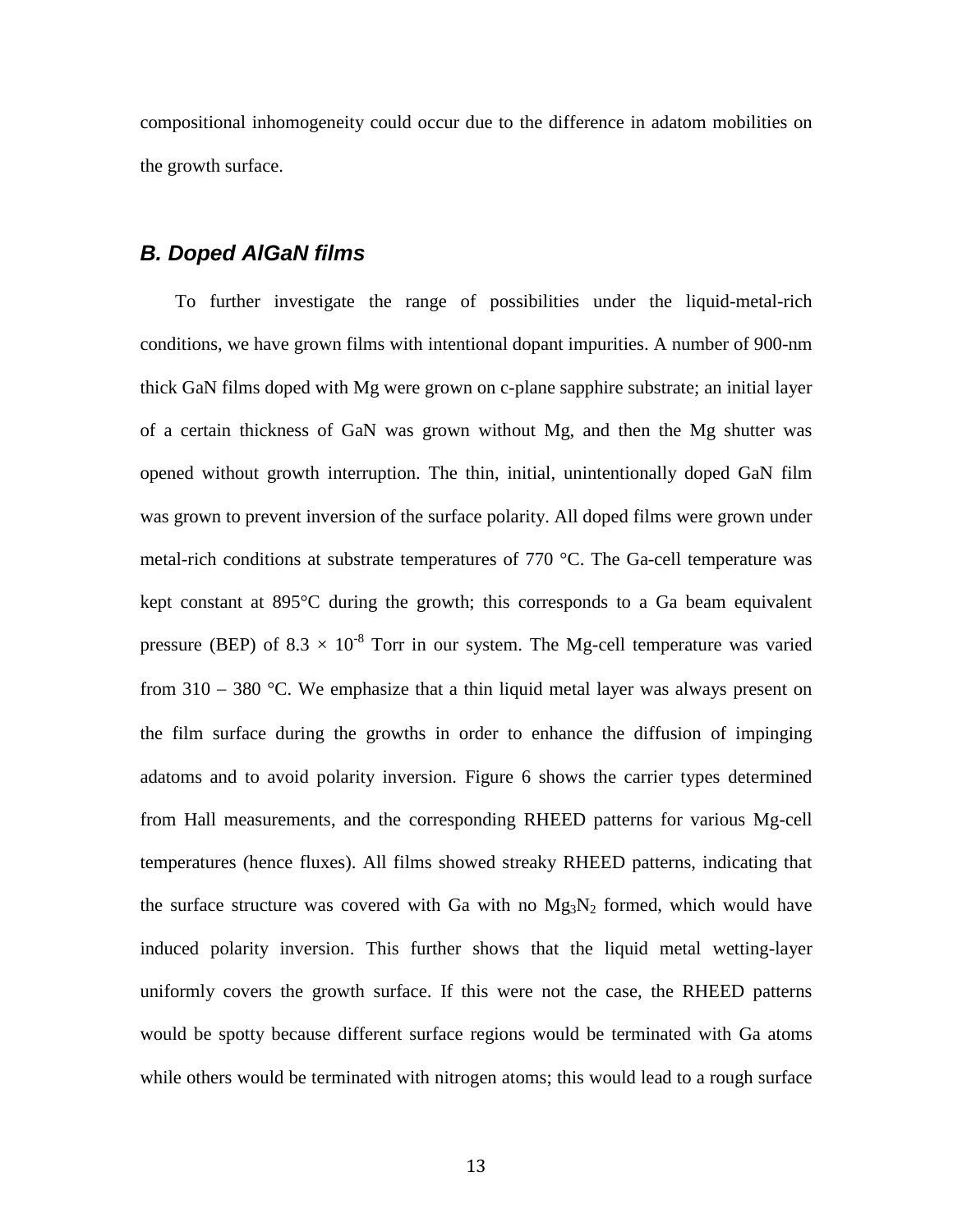compositional inhomogeneity could occur due to the difference in adatom mobilities on the growth surface.

### *B. Doped AlGaN films*

To further investigate the range of possibilities under the liquid-metal-rich conditions, we have grown films with intentional dopant impurities. A number of 900-nm thick GaN films doped with Mg were grown on c-plane sapphire substrate; an initial layer of a certain thickness of GaN was grown without Mg, and then the Mg shutter was opened without growth interruption. The thin, initial, unintentionally doped GaN film was grown to prevent inversion of the surface polarity. All doped films were grown under metal-rich conditions at substrate temperatures of 770 °C. The Ga-cell temperature was kept constant at 895°C during the growth; this corresponds to a Ga beam equivalent pressure (BEP) of $8.3 \times 10^{-8}$ Torr in our system. The Mg-cell temperature was varied from 310 − 380 °C. We emphasize that a thin liquid metal layer was always present on the film surface during the growths in order to enhance the diffusion of impinging adatoms and to avoid polarity inversion. Figure 6 shows the carrier types determined from Hall measurements, and the corresponding RHEED patterns for various Mg-cell temperatures (hence fluxes). All films showed streaky RHEED patterns, indicating that the surface structure was covered with Ga with no $Mg_3N_2$ formed, which would have induced polarity inversion. This further shows that the liquid metal wetting-layer uniformly covers the growth surface. If this were not the case, the RHEED patterns would be spotty because different surface regions would be terminated with Ga atoms while others would be terminated with nitrogen atoms; this would lead to a rough surface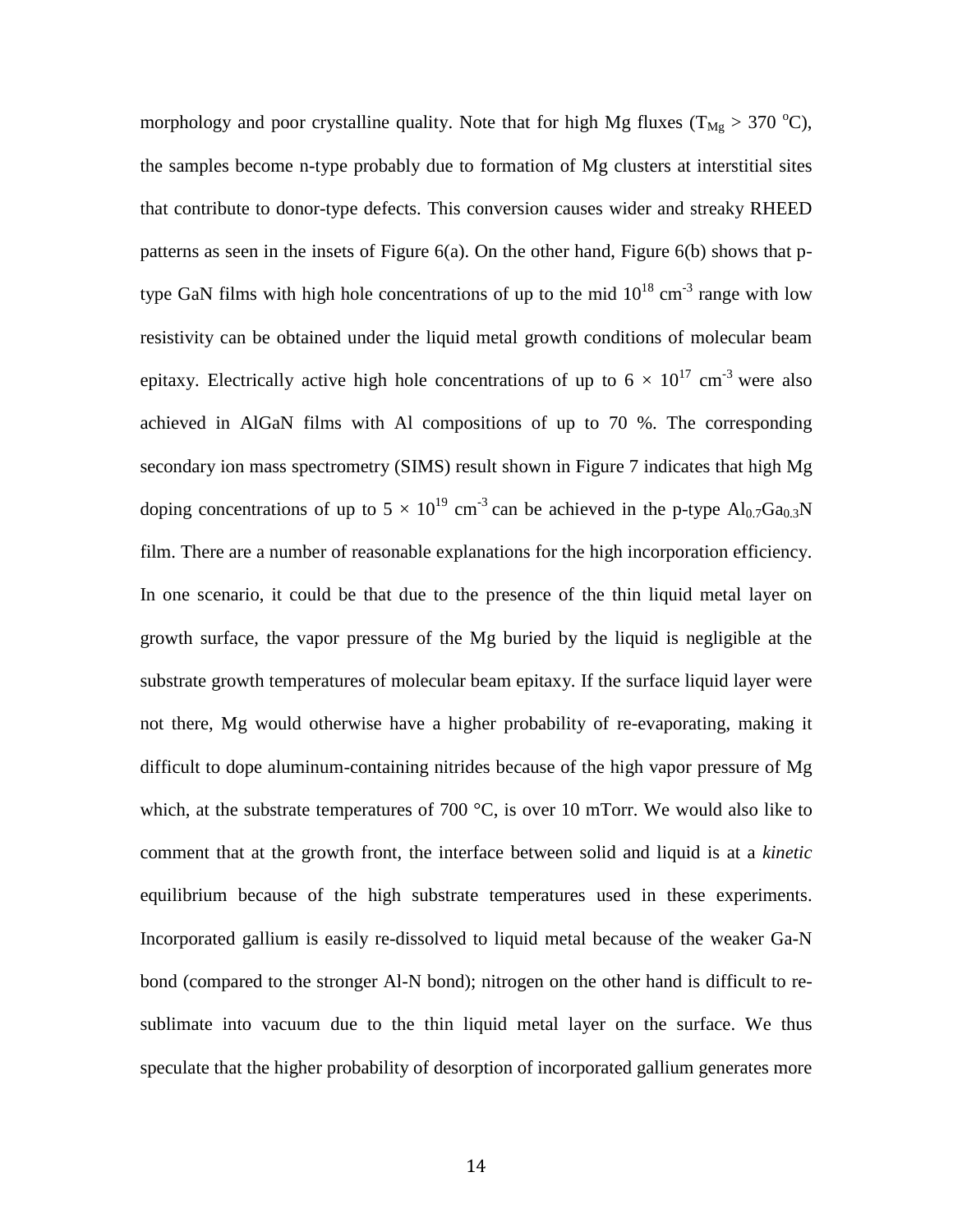morphology and poor crystalline quality. Note that for high Mg fluxes ($T_{Mg} > 370$ °C), the samples become n-type probably due to formation of Mg clusters at interstitial sites that contribute to donor-type defects. This conversion causes wider and streaky RHEED patterns as seen in the insets of Figure 6(a). On the other hand, Figure 6(b) shows that p-type GaN films with high hole concentrations of up to the mid $10^{18}$ cm$^{-3}$ range with low resistivity can be obtained under the liquid metal growth conditions of molecular beam epitaxy. Electrically active high hole concentrations of up to $6 \times 10^{17}$ cm$^{-3}$ were also achieved in AlGaN films with Al compositions of up to 70 %. The corresponding secondary ion mass spectrometry (SIMS) result shown in Figure 7 indicates that high Mg doping concentrations of up to $5 \times 10^{19}$ cm$^{-3}$ can be achieved in the p-type $Al_{0.7}Ga_{0.3}N$ film. There are a number of reasonable explanations for the high incorporation efficiency. In one scenario, it could be that due to the presence of the thin liquid metal layer on growth surface, the vapor pressure of the Mg buried by the liquid is negligible at the substrate growth temperatures of molecular beam epitaxy. If the surface liquid layer were not there, Mg would otherwise have a higher probability of re-evaporating, making it difficult to dope aluminum-containing nitrides because of the high vapor pressure of Mg which, at the substrate temperatures of 700 °C, is over 10 mTorr. We would also like to comment that at the growth front, the interface between solid and liquid is at a *kinetic* equilibrium because of the high substrate temperatures used in these experiments. Incorporated gallium is easily re-dissolved to liquid metal because of the weaker Ga-N bond (compared to the stronger Al-N bond); nitrogen on the other hand is difficult to re-sublimate into vacuum due to the thin liquid metal layer on the surface. We thus speculate that the higher probability of desorption of incorporated gallium generates more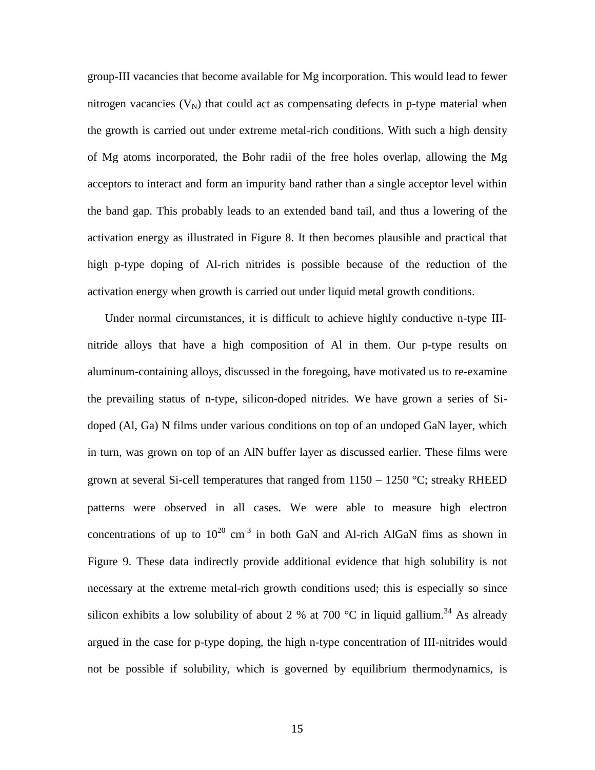group-III vacancies that become available for Mg incorporation. This would lead to fewer nitrogen vacancies ($V_N$) that could act as compensating defects in p-type material when the growth is carried out under extreme metal-rich conditions. With such a high density of Mg atoms incorporated, the Bohr radii of the free holes overlap, allowing the Mg acceptors to interact and form an impurity band rather than a single acceptor level within the band gap. This probably leads to an extended band tail, and thus a lowering of the activation energy as illustrated in Figure 8. It then becomes plausible and practical that high p-type doping of Al-rich nitrides is possible because of the reduction of the activation energy when growth is carried out under liquid metal growth conditions.

Under normal circumstances, it is difficult to achieve highly conductive n-type III-nitride alloys that have a high composition of Al in them. Our p-type results on aluminum-containing alloys, discussed in the foregoing, have motivated us to re-examine the prevailing status of n-type, silicon-doped nitrides. We have grown a series of Si-doped (Al, Ga) N films under various conditions on top of an undoped GaN layer, which in turn, was grown on top of an AlN buffer layer as discussed earlier. These films were grown at several Si-cell temperatures that ranged from 1150 – 1250 °C; streaky RHEED patterns were observed in all cases. We were able to measure high electron concentrations of up to $10^{20}$ $cm^{-3}$ in both GaN and Al-rich AlGaN fims as shown in Figure 9. These data indirectly provide additional evidence that high solubility is not necessary at the extreme metal-rich growth conditions used; this is especially so since silicon exhibits a low solubility of about 2 % at 700 °C in liquid gallium.[34] As already argued in the case for p-type doping, the high n-type concentration of III-nitrides would not be possible if solubility, which is governed by equilibrium thermodynamics, is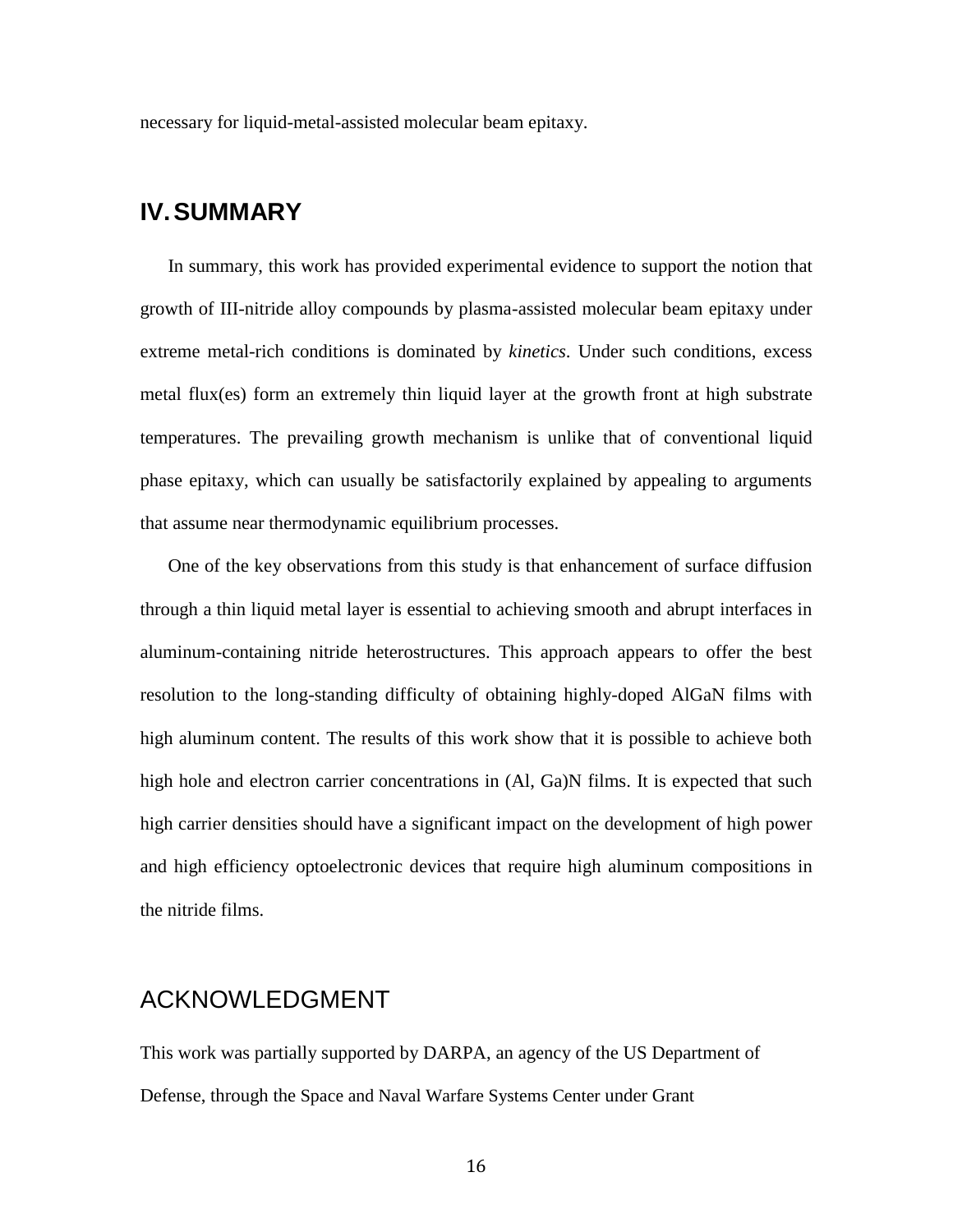necessary for liquid-metal-assisted molecular beam epitaxy.

## IV. SUMMARY

In summary, this work has provided experimental evidence to support the notion that growth of III-nitride alloy compounds by plasma-assisted molecular beam epitaxy under extreme metal-rich conditions is dominated by *kinetics*. Under such conditions, excess metal flux(es) form an extremely thin liquid layer at the growth front at high substrate temperatures. The prevailing growth mechanism is unlike that of conventional liquid phase epitaxy, which can usually be satisfactorily explained by appealing to arguments that assume near thermodynamic equilibrium processes.

One of the key observations from this study is that enhancement of surface diffusion through a thin liquid metal layer is essential to achieving smooth and abrupt interfaces in aluminum-containing nitride heterostructures. This approach appears to offer the best resolution to the long-standing difficulty of obtaining highly-doped AlGaN films with high aluminum content. The results of this work show that it is possible to achieve both high hole and electron carrier concentrations in (Al, Ga)N films. It is expected that such high carrier densities should have a significant impact on the development of high power and high efficiency optoelectronic devices that require high aluminum compositions in the nitride films.

## ACKNOWLEDGMENT

This work was partially supported by DARPA, an agency of the US Department of Defense, through the Space and Naval Warfare Systems Center under Grant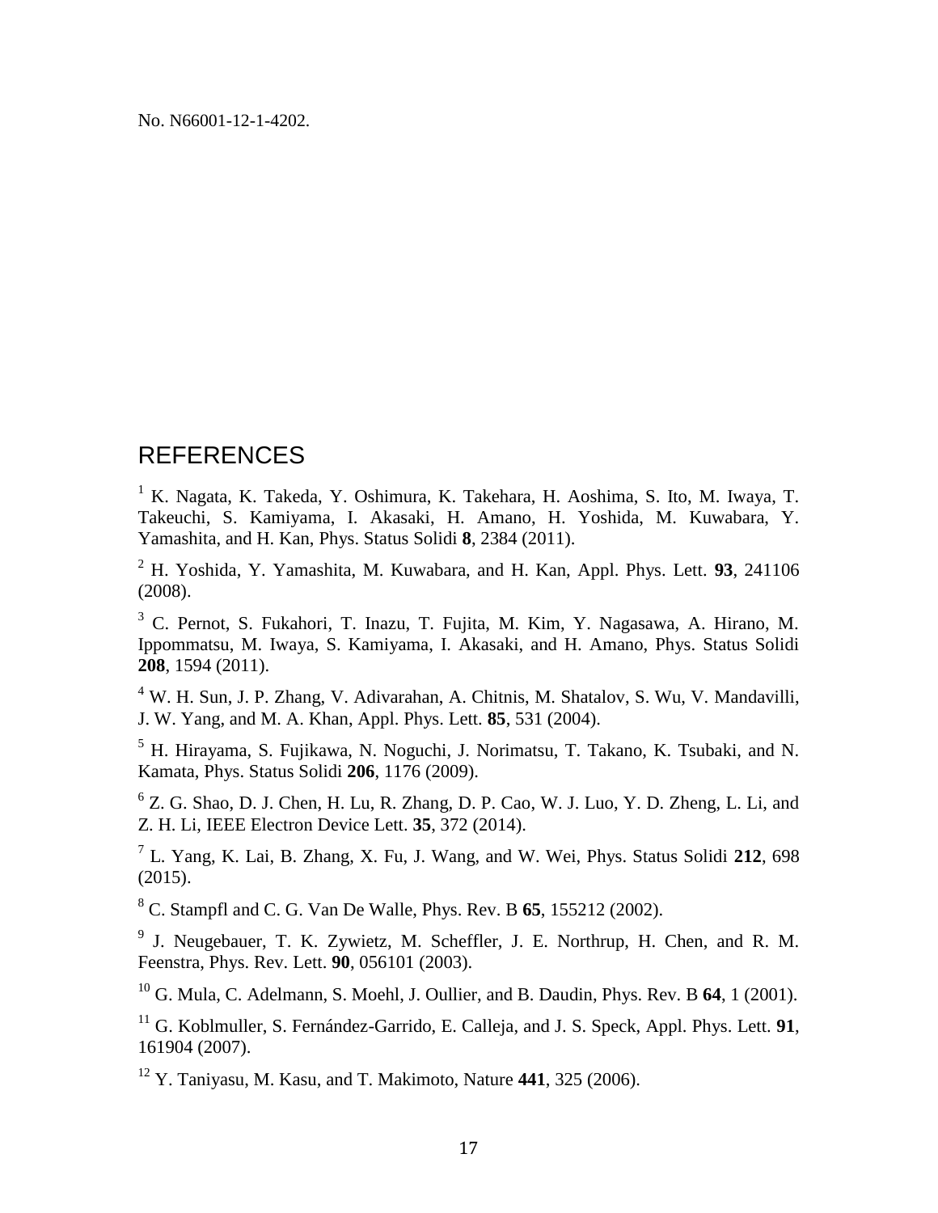No. N66001-12-1-4202.

# REFERENCES

[1] K. Nagata, K. Takeda, Y. Oshimura, K. Takehara, H. Aoshima, S. Ito, M. Iwaya, T. Takeuchi, S. Kamiyama, I. Akasaki, H. Amano, H. Yoshida, M. Kuwabara, Y. Yamashita, and H. Kan, Phys. Status Solidi **8**, 2384 (2011).

[2] H. Yoshida, Y. Yamashita, M. Kuwabara, and H. Kan, Appl. Phys. Lett. **93**, 241106 (2008).

[3] C. Pernot, S. Fukahori, T. Inazu, T. Fujita, M. Kim, Y. Nagasawa, A. Hirano, M. Ippommatsu, M. Iwaya, S. Kamiyama, I. Akasaki, and H. Amano, Phys. Status Solidi **208**, 1594 (2011).

[4] W. H. Sun, J. P. Zhang, V. Adivarahan, A. Chitnis, M. Shatalov, S. Wu, V. Mandavilli, J. W. Yang, and M. A. Khan, Appl. Phys. Lett. **85**, 531 (2004).

[5] H. Hirayama, S. Fujikawa, N. Noguchi, J. Norimatsu, T. Takano, K. Tsubaki, and N. Kamata, Phys. Status Solidi **206**, 1176 (2009).

[6] Z. G. Shao, D. J. Chen, H. Lu, R. Zhang, D. P. Cao, W. J. Luo, Y. D. Zheng, L. Li, and Z. H. Li, IEEE Electron Device Lett. **35**, 372 (2014).

[7] L. Yang, K. Lai, B. Zhang, X. Fu, J. Wang, and W. Wei, Phys. Status Solidi **212**, 698 (2015).

[8] C. Stampfl and C. G. Van De Walle, Phys. Rev. B **65**, 155212 (2002).

[9] J. Neugebauer, T. K. Zywietz, M. Scheffler, J. E. Northrup, H. Chen, and R. M. Feenstra, Phys. Rev. Lett. **90**, 056101 (2003).

[10] G. Mula, C. Adelmann, S. Moehl, J. Oullier, and B. Daudin, Phys. Rev. B **64**, 1 (2001).

[11] G. Koblmuller, S. Fernández-Garrido, E. Calleja, and J. S. Speck, Appl. Phys. Lett. **91**, 161904 (2007).

[12] Y. Taniyasu, M. Kasu, and T. Makimoto, Nature **441**, 325 (2006).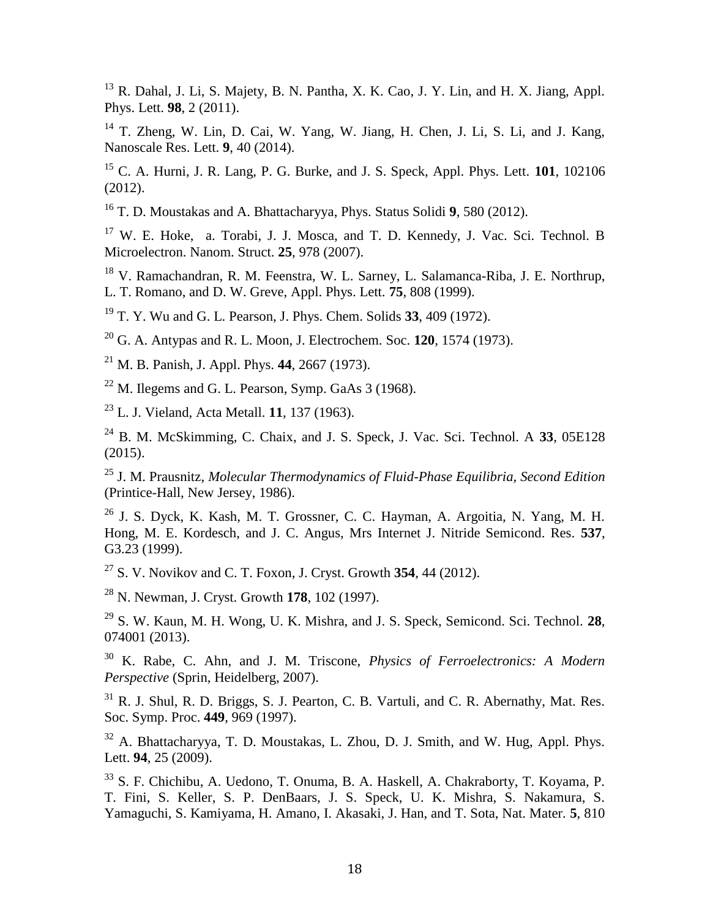[13] R. Dahal, J. Li, S. Majety, B. N. Pantha, X. K. Cao, J. Y. Lin, and H. X. Jiang, Appl. Phys. Lett. **98**, 2 (2011).

[14] T. Zheng, W. Lin, D. Cai, W. Yang, W. Jiang, H. Chen, J. Li, S. Li, and J. Kang, Nanoscale Res. Lett. **9**, 40 (2014).

[15] C. A. Hurni, J. R. Lang, P. G. Burke, and J. S. Speck, Appl. Phys. Lett. **101**, 102106 (2012).

[16] T. D. Moustakas and A. Bhattacharyya, Phys. Status Solidi **9**, 580 (2012).

[17] W. E. Hoke, a. Torabi, J. J. Mosca, and T. D. Kennedy, J. Vac. Sci. Technol. B Microelectron. Nanom. Struct. **25**, 978 (2007).

[18] V. Ramachandran, R. M. Feenstra, W. L. Sarney, L. Salamanca-Riba, J. E. Northrup, L. T. Romano, and D. W. Greve, Appl. Phys. Lett. **75**, 808 (1999).

[19] T. Y. Wu and G. L. Pearson, J. Phys. Chem. Solids **33**, 409 (1972).

[20] G. A. Antypas and R. L. Moon, J. Electrochem. Soc. **120**, 1574 (1973).

[21] M. B. Panish, J. Appl. Phys. **44**, 2667 (1973).

[22] M. Ilegems and G. L. Pearson, Symp. GaAs 3 (1968).

[23] L. J. Vieland, Acta Metall. **11**, 137 (1963).

[24] B. M. McSkimming, C. Chaix, and J. S. Speck, J. Vac. Sci. Technol. A **33**, 05E128 (2015).

[25] J. M. Prausnitz, *Molecular Thermodynamics of Fluid-Phase Equilibria, Second Edition* (Printice-Hall, New Jersey, 1986).

[26] J. S. Dyck, K. Kash, M. T. Grossner, C. C. Hayman, A. Argoitia, N. Yang, M. H. Hong, M. E. Kordesch, and J. C. Angus, Mrs Internet J. Nitride Semicond. Res. **537**, G3.23 (1999).

[27] S. V. Novikov and C. T. Foxon, J. Cryst. Growth **354**, 44 (2012).

[28] N. Newman, J. Cryst. Growth **178**, 102 (1997).

[29] S. W. Kaun, M. H. Wong, U. K. Mishra, and J. S. Speck, Semicond. Sci. Technol. **28**, 074001 (2013).

[30] K. Rabe, C. Ahn, and J. M. Triscone, *Physics of Ferroelectronics: A Modern Perspective* (Sprin, Heidelberg, 2007).

[31] R. J. Shul, R. D. Briggs, S. J. Pearton, C. B. Vartuli, and C. R. Abernathy, Mat. Res. Soc. Symp. Proc. **449**, 969 (1997).

[32] A. Bhattacharyya, T. D. Moustakas, L. Zhou, D. J. Smith, and W. Hug, Appl. Phys. Lett. **94**, 25 (2009).

[33] S. F. Chichibu, A. Uedono, T. Onuma, B. A. Haskell, A. Chakraborty, T. Koyama, P. T. Fini, S. Keller, S. P. DenBaars, J. S. Speck, U. K. Mishra, S. Nakamura, S. Yamaguchi, S. Kamiyama, H. Amano, I. Akasaki, J. Han, and T. Sota, Nat. Mater. **5**, 810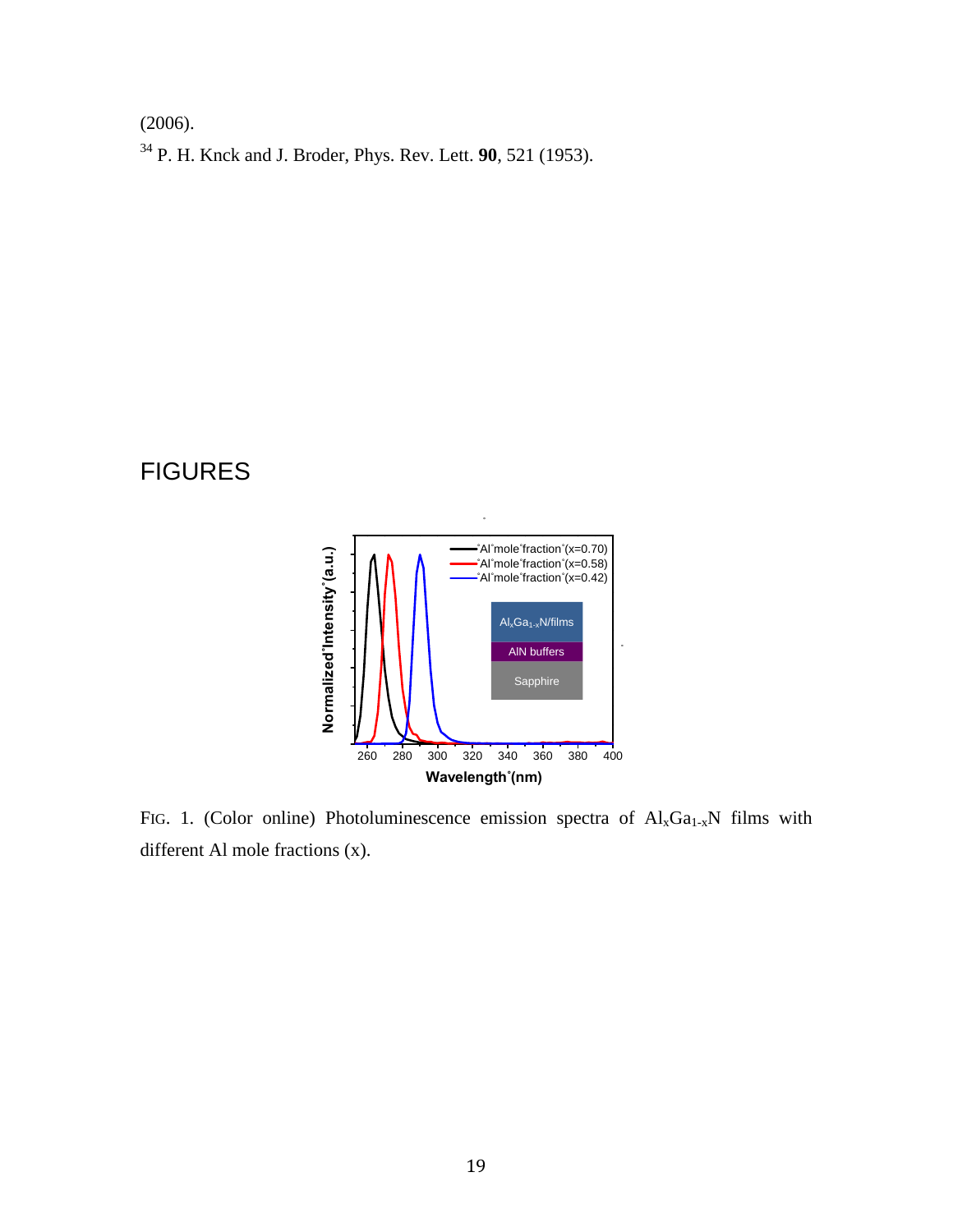(2006).

[34] P. H. Knck and J. Broder, Phys. Rev. Lett. **90**, 521 (1953).

## FIGURES

FIG. 1. (Color online) Photoluminescence emission spectra of $Al_xGa_{1-x}N$ films with different Al mole fractions (x).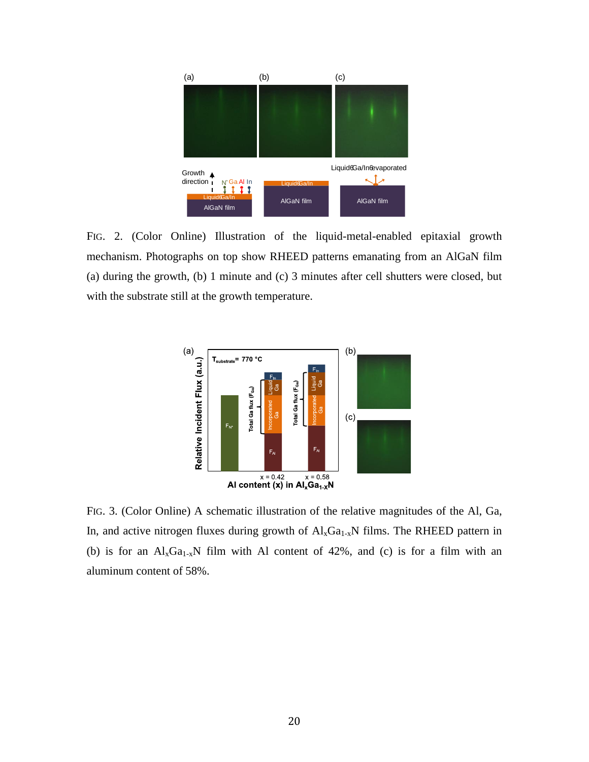FIG. 2. (Color Online) Illustration of the liquid-metal-enabled epitaxial growth mechanism. Photographs on top show RHEED patterns emanating from an AlGaN film (a) during the growth, (b) 1 minute and (c) 3 minutes after cell shutters were closed, but with the substrate still at the growth temperature.

FIG. 3. (Color Online) A schematic illustration of the relative magnitudes of the Al, Ga, In, and active nitrogen fluxes during growth of $Al_xGa_{1-x}N$ films. The RHEED pattern in (b) is for an $Al_xGa_{1-x}N$ film with Al content of 42%, and (c) is for a film with an aluminum content of 58%.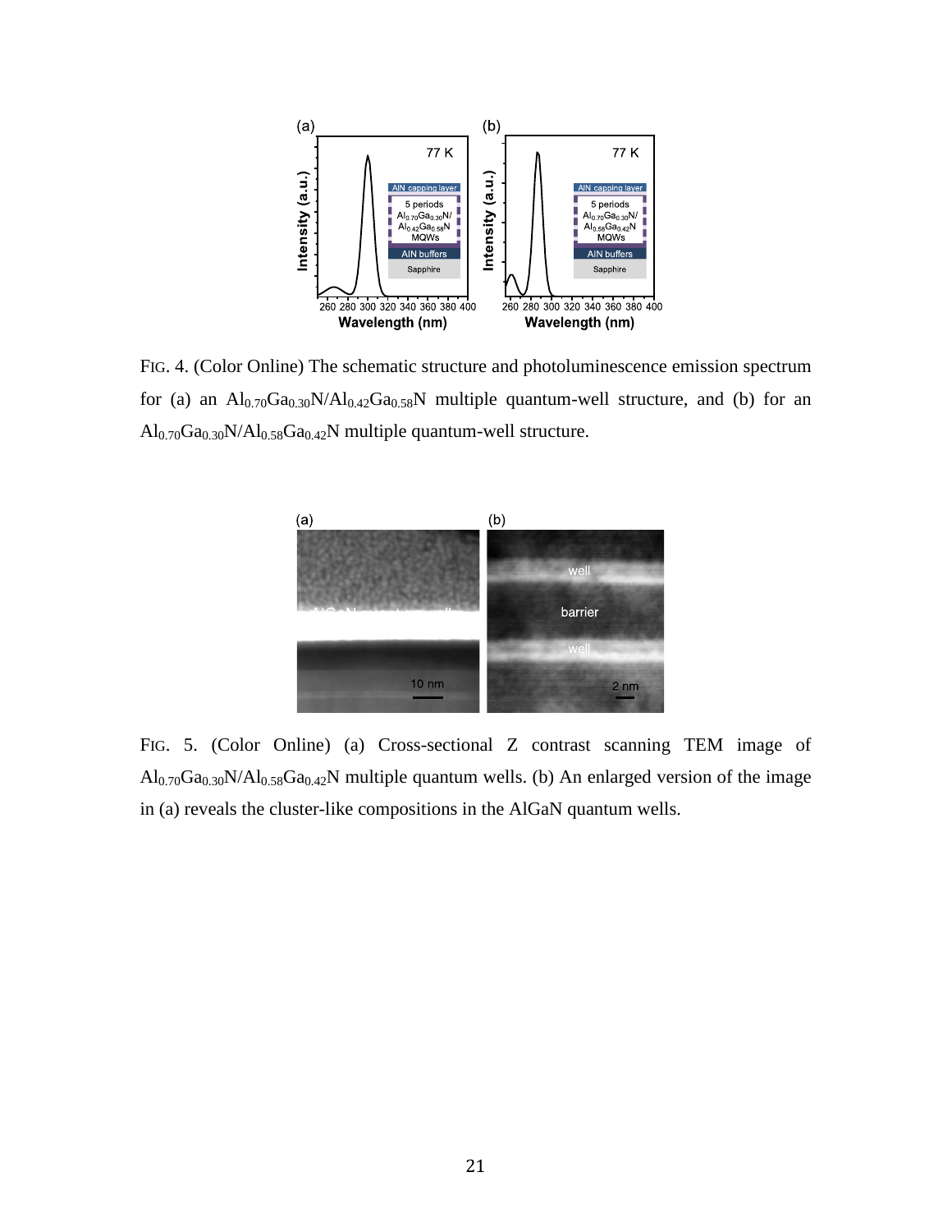FIG. 4. (Color Online) The schematic structure and photoluminescence emission spectrum for (a) an $Al_{0.70}Ga_{0.30}N/Al_{0.42}Ga_{0.58}N$ multiple quantum-well structure, and (b) for an $Al_{0.70}Ga_{0.30}N/Al_{0.58}Ga_{0.42}N$ multiple quantum-well structure.

FIG. 5. (Color Online) (a) Cross-sectional Z contrast scanning TEM image of $Al_{0.70}Ga_{0.30}N/Al_{0.58}Ga_{0.42}N$ multiple quantum wells. (b) An enlarged version of the image in (a) reveals the cluster-like compositions in the AlGaN quantum wells.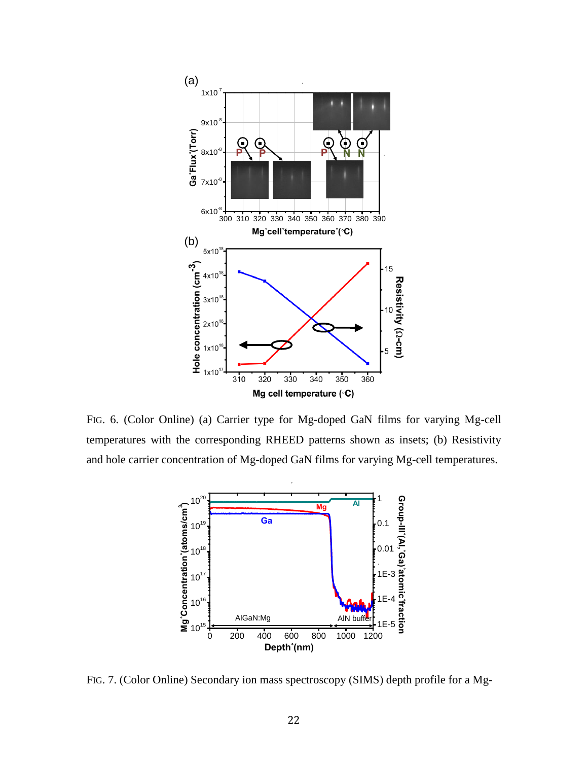FIG. 6. (Color Online) (a) Carrier type for Mg-doped GaN films for varying Mg-cell temperatures with the corresponding RHEED patterns shown as insets; (b) Resistivity and hole carrier concentration of Mg-doped GaN films for varying Mg-cell temperatures.

FIG. 7. (Color Online) Secondary ion mass spectroscopy (SIMS) depth profile for a Mg-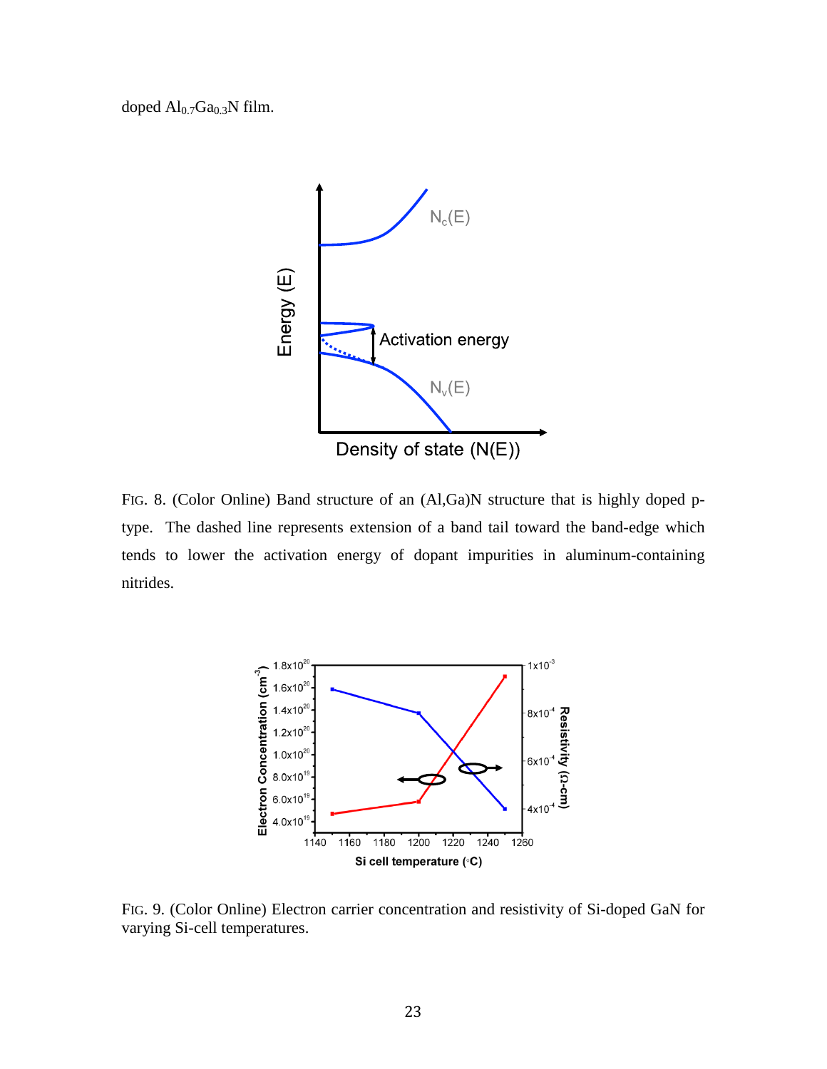doped $Al_{0.7}Ga_{0.3}N$ film.

Energy (E)

$N_c(E)$

Activation energy

$N_v(E)$

Density of state (N(E))

FIG. 8. (Color Online) Band structure of an (Al,Ga)N structure that is highly doped p-type. The dashed line represents extension of a band tail toward the band-edge which tends to lower the activation energy of dopant impurities in aluminum-containing nitrides.

Electron Concentration (cm$^{-3}$)

1.8x10$^{20}$
1.6x10$^{20}$
1.4x10$^{20}$
1.2x10$^{20}$
1.0x10$^{20}$
8.0x10$^{19}$
6.0x10$^{19}$
4.0x10$^{19}$

Resistivity (Ω-cm)

1x10$^{-3}$
8x10$^{-4}$
6x10$^{-4}$
4x10$^{-4}$

1140 1160 1180 1200 1220 1240 1260

Si cell temperature (°C)

FIG. 9. (Color Online) Electron carrier concentration and resistivity of Si-doped GaN for varying Si-cell temperatures.